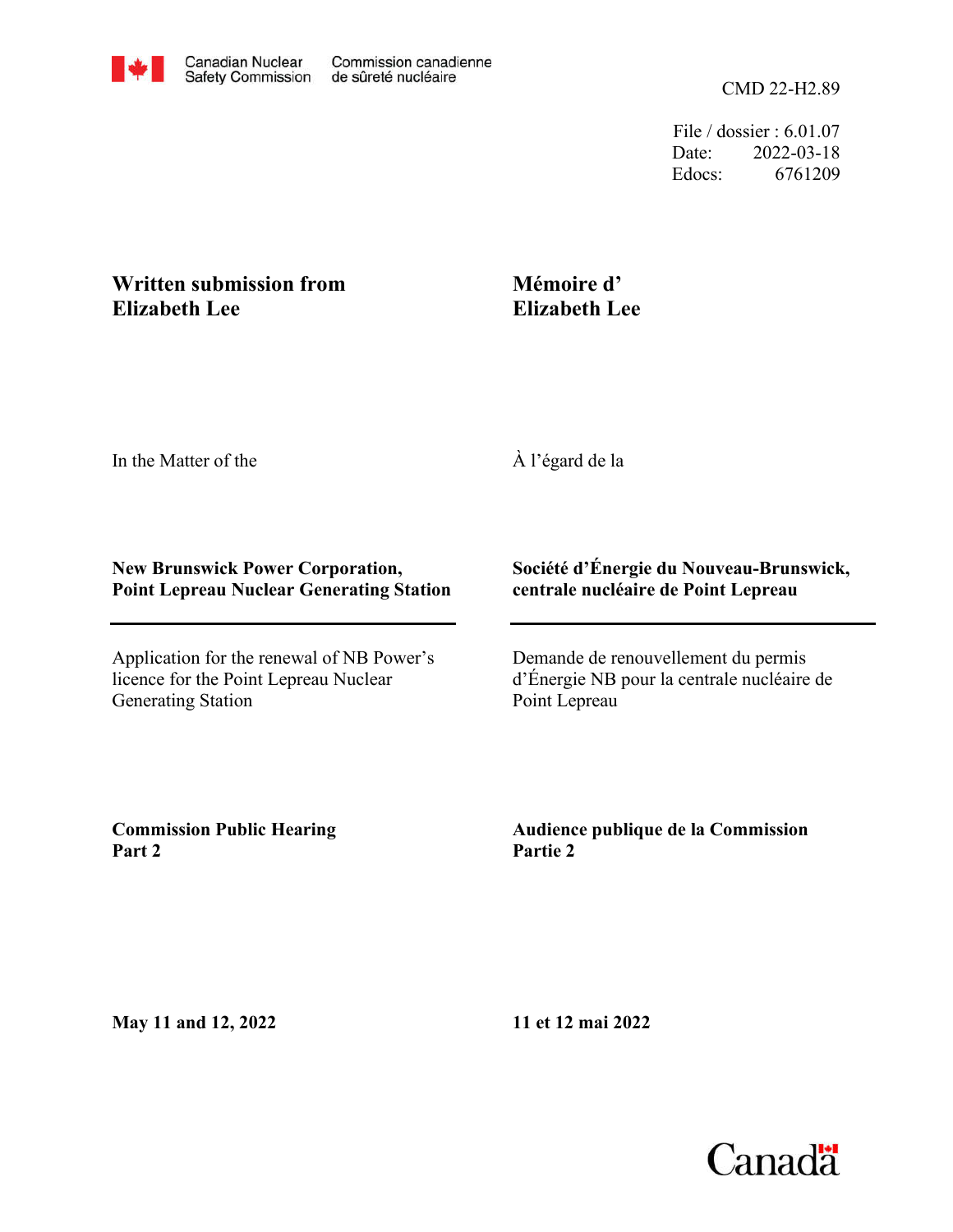Canadian Nuclear Safety Commission / Commission canadienne de sûreté nucléaire

CMD 22-H2.89

File / dossier : 6.01.07
Date: 2022-03-18
Edocs: 6761209

**Written submission from Elizabeth Lee**

**Mémoire d' Elizabeth Lee**

In the Matter of the

À l'égard de la

**New Brunswick Power Corporation, Point Lepreau Nuclear Generating Station**

**Société d'Énergie du Nouveau-Brunswick, centrale nucléaire de Point Lepreau**

Application for the renewal of NB Power's licence for the Point Lepreau Nuclear Generating Station

Demande de renouvellement du permis d'Énergie NB pour la centrale nucléaire de Point Lepreau

**Commission Public Hearing Part 2**

**Audience publique de la Commission Partie 2**

**May 11 and 12, 2022**

**11 et 12 mai 2022**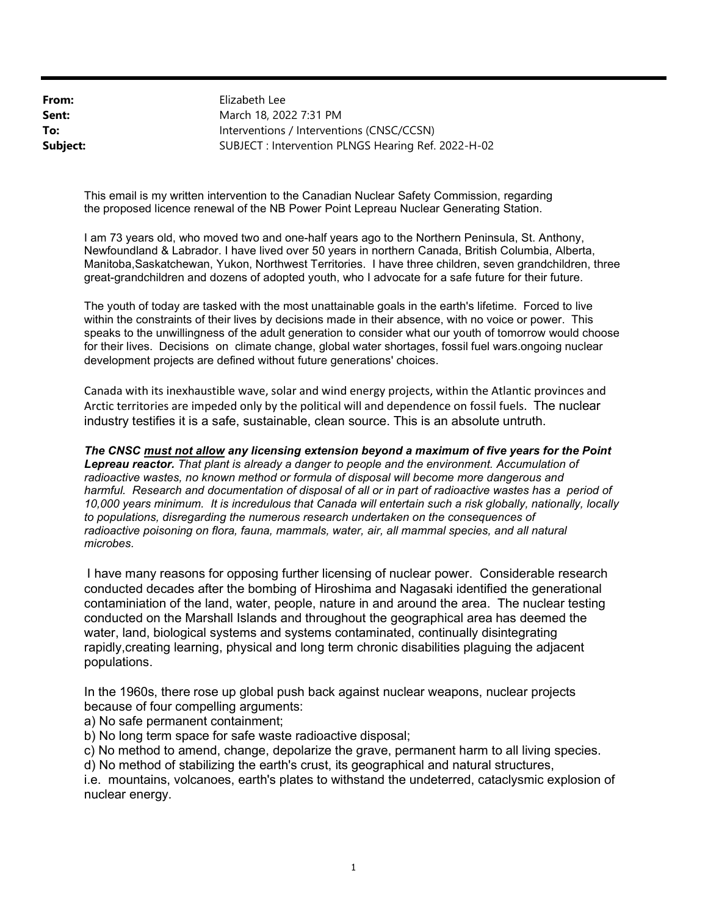**From:** Elizabeth Lee
**Sent:** March 18, 2022 7:31 PM
**To:** Interventions / Interventions (CNSC/CCSN)
**Subject:** SUBJECT : Intervention PLNGS Hearing Ref. 2022-H-02

This email is my written intervention to the Canadian Nuclear Safety Commission, regarding the proposed licence renewal of the NB Power Point Lepreau Nuclear Generating Station.

I am 73 years old, who moved two and one-half years ago to the Northern Peninsula, St. Anthony, Newfoundland & Labrador. I have lived over 50 years in northern Canada, British Columbia, Alberta, Manitoba,Saskatchewan, Yukon, Northwest Territories. I have three children, seven grandchildren, three great-grandchildren and dozens of adopted youth, who I advocate for a safe future for their future.

The youth of today are tasked with the most unattainable goals in the earth's lifetime. Forced to live within the constraints of their lives by decisions made in their absence, with no voice or power. This speaks to the unwillingness of the adult generation to consider what our youth of tomorrow would choose for their lives. Decisions on climate change, global water shortages, fossil fuel wars.ongoing nuclear development projects are defined without future generations' choices.

Canada with its inexhaustible wave, solar and wind energy projects, within the Atlantic provinces and Arctic territories are impeded only by the political will and dependence on fossil fuels. The nuclear industry testifies it is a safe, sustainable, clean source. This is an absolute untruth.

***The CNSC <u>must not allow</u> any licensing extension beyond a maximum of five years for the Point Lepreau reactor.*** *That plant is already a danger to people and the environment. Accumulation of radioactive wastes, no known method or formula of disposal will become more dangerous and harmful. Research and documentation of disposal of all or in part of radioactive wastes has a period of 10,000 years minimum. It is incredulous that Canada will entertain such a risk globally, nationally, locally to populations, disregarding the numerous research undertaken on the consequences of radioactive poisoning on flora, fauna, mammals, water, air, all mammal species, and all natural microbes.*

I have many reasons for opposing further licensing of nuclear power. Considerable research conducted decades after the bombing of Hiroshima and Nagasaki identified the generational contaminiation of the land, water, people, nature in and around the area. The nuclear testing conducted on the Marshall Islands and throughout the geographical area has deemed the water, land, biological systems and systems contaminated, continually disintegrating rapidly,creating learning, physical and long term chronic disabilities plaguing the adjacent populations.

In the 1960s, there rose up global push back against nuclear weapons, nuclear projects because of four compelling arguments:

a) No safe permanent containment;
b) No long term space for safe waste radioactive disposal;
c) No method to amend, change, depolarize the grave, permanent harm to all living species.
d) No method of stabilizing the earth's crust, its geographical and natural structures, i.e. mountains, volcanoes, earth's plates to withstand the undeterred, cataclysmic explosion of nuclear energy.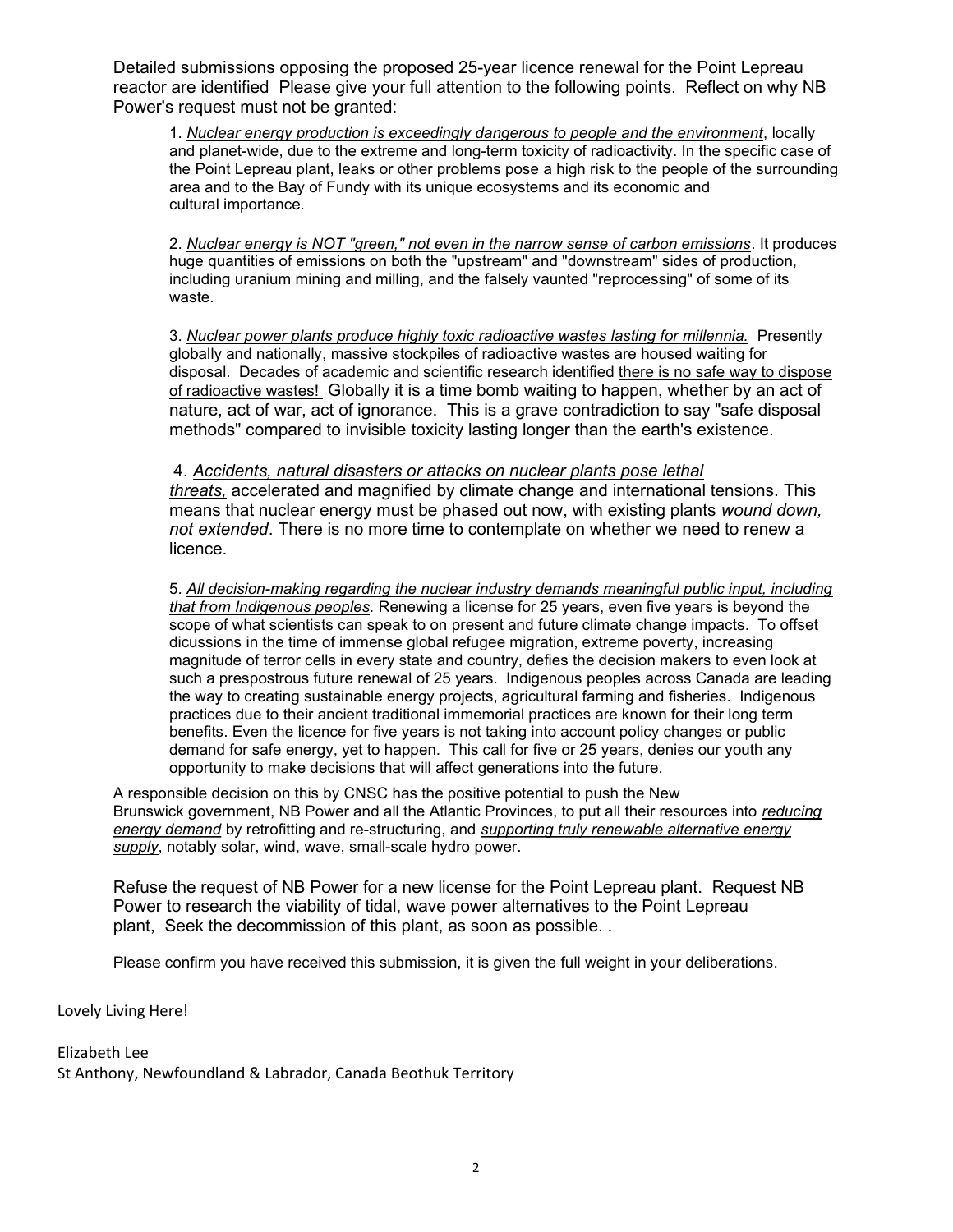Detailed submissions opposing the proposed 25-year licence renewal for the Point Lepreau reactor are identified Please give your full attention to the following points. Reflect on why NB Power's request must not be granted:

1. *Nuclear energy production is exceedingly dangerous to people and the environment*, locally and planet-wide, due to the extreme and long-term toxicity of radioactivity. In the specific case of the Point Lepreau plant, leaks or other problems pose a high risk to the people of the surrounding area and to the Bay of Fundy with its unique ecosystems and its economic and cultural importance.

2. *Nuclear energy is NOT "green," not even in the narrow sense of carbon emissions*. It produces huge quantities of emissions on both the "upstream" and "downstream" sides of production, including uranium mining and milling, and the falsely vaunted "reprocessing" of some of its waste.

3. *Nuclear power plants produce highly toxic radioactive wastes lasting for millennia.* Presently globally and nationally, massive stockpiles of radioactive wastes are housed waiting for disposal. Decades of academic and scientific research identified there is no safe way to dispose of radioactive wastes! Globally it is a time bomb waiting to happen, whether by an act of nature, act of war, act of ignorance. This is a grave contradiction to say "safe disposal methods" compared to invisible toxicity lasting longer than the earth's existence.

4. *Accidents, natural disasters or attacks on nuclear plants pose lethal threats,* accelerated and magnified by climate change and international tensions. This means that nuclear energy must be phased out now, with existing plants *wound down, not extended*. There is no more time to contemplate on whether we need to renew a licence.

5. *All decision-making regarding the nuclear industry demands meaningful public input, including that from Indigenous peoples.* Renewing a license for 25 years, even five years is beyond the scope of what scientists can speak to on present and future climate change impacts. To offset dicussions in the time of immense global refugee migration, extreme poverty, increasing magnitude of terror cells in every state and country, defies the decision makers to even look at such a prespostrous future renewal of 25 years. Indigenous peoples across Canada are leading the way to creating sustainable energy projects, agricultural farming and fisheries. Indigenous practices due to their ancient traditional immemorial practices are known for their long term benefits. Even the licence for five years is not taking into account policy changes or public demand for safe energy, yet to happen. This call for five or 25 years, denies our youth any opportunity to make decisions that will affect generations into the future.

A responsible decision on this by CNSC has the positive potential to push the New Brunswick government, NB Power and all the Atlantic Provinces, to put all their resources into *reducing energy demand* by retrofitting and re-structuring, and *supporting truly renewable alternative energy supply*, notably solar, wind, wave, small-scale hydro power.

Refuse the request of NB Power for a new license for the Point Lepreau plant. Request NB Power to research the viability of tidal, wave power alternatives to the Point Lepreau plant, Seek the decommission of this plant, as soon as possible. .

Please confirm you have received this submission, it is given the full weight in your deliberations.

Lovely Living Here!

Elizabeth Lee
St Anthony, Newfoundland & Labrador, Canada Beothuk Territory